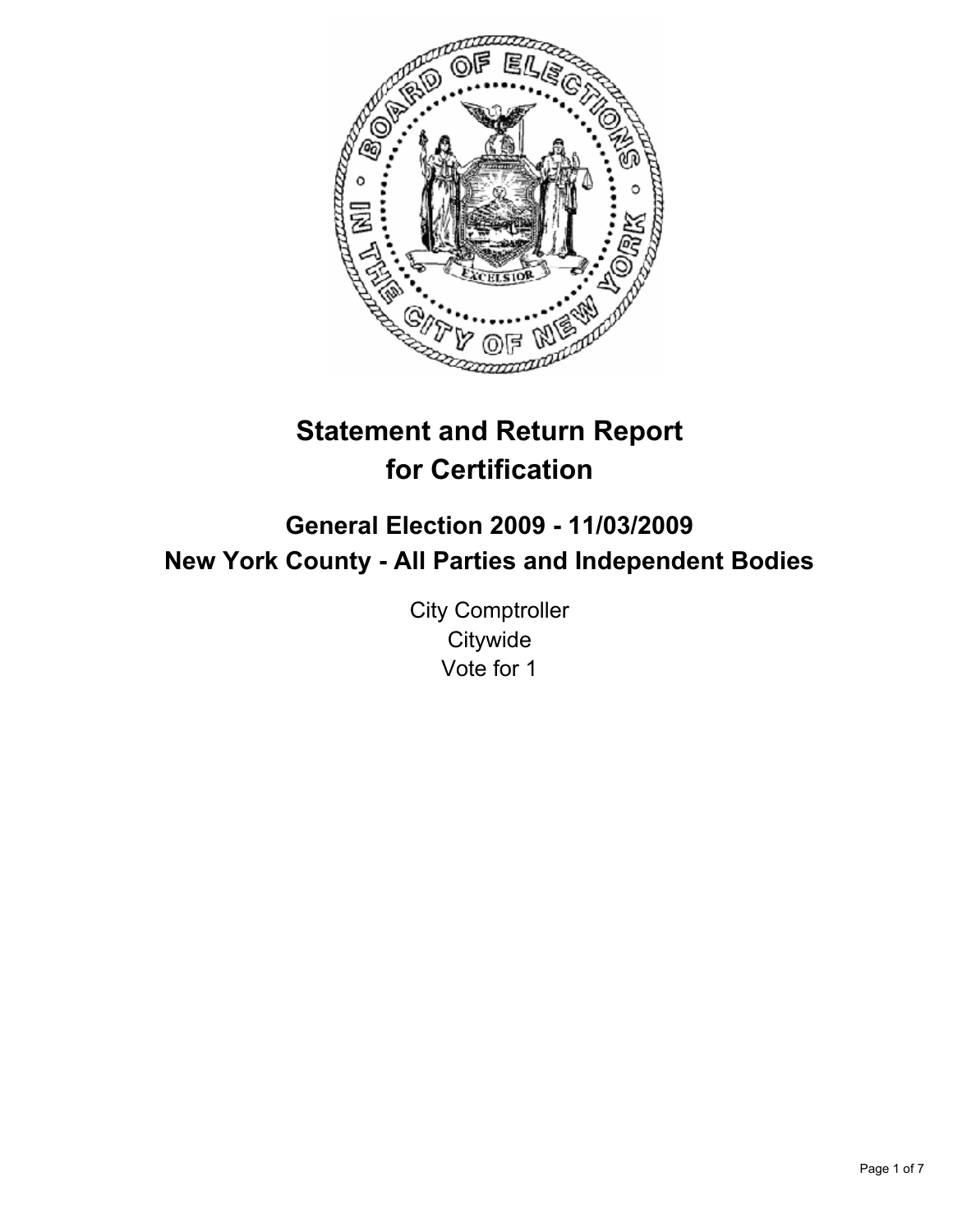# Statement and Return Report for Certification

## General Election 2009 - 11/03/2009
## New York County - All Parties and Independent Bodies

City Comptroller
Citywide
Vote for 1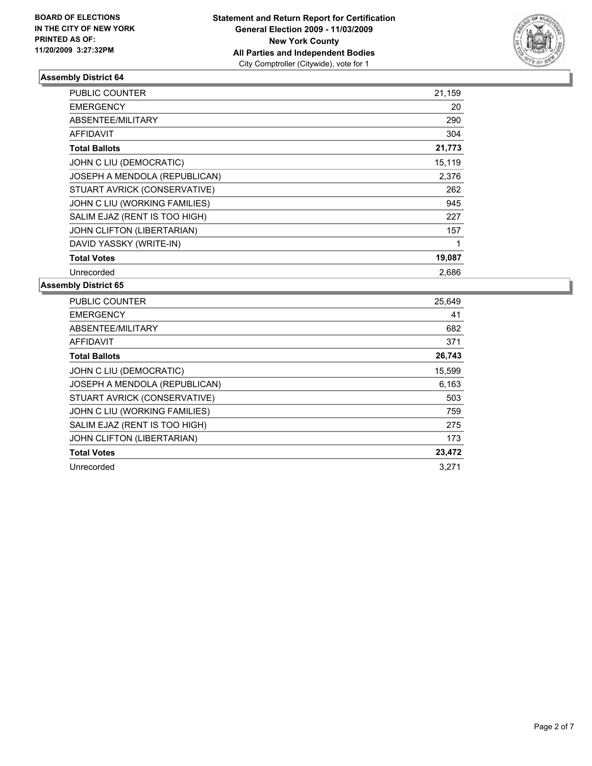**BOARD OF ELECTIONS IN THE CITY OF NEW YORK PRINTED AS OF: 11/20/2009 3:27:32PM**

**Statement and Return Report for Certification**
**General Election 2009 - 11/03/2009**
**New York County**
**All Parties and Independent Bodies**
City Comptroller (Citywide), vote for 1

## Assembly District 64

| | |
|---|---|
| PUBLIC COUNTER | 21,159 |
| EMERGENCY | 20 |
| ABSENTEE/MILITARY | 290 |
| AFFIDAVIT | 304 |
| **Total Ballots** | **21,773** |
| JOHN C LIU (DEMOCRATIC) | 15,119 |
| JOSEPH A MENDOLA (REPUBLICAN) | 2,376 |
| STUART AVRICK (CONSERVATIVE) | 262 |
| JOHN C LIU (WORKING FAMILIES) | 945 |
| SALIM EJAZ (RENT IS TOO HIGH) | 227 |
| JOHN CLIFTON (LIBERTARIAN) | 157 |
| DAVID YASSKY (WRITE-IN) | 1 |
| **Total Votes** | **19,087** |
| Unrecorded | 2,686 |

## Assembly District 65

| | |
|---|---|
| PUBLIC COUNTER | 25,649 |
| EMERGENCY | 41 |
| ABSENTEE/MILITARY | 682 |
| AFFIDAVIT | 371 |
| **Total Ballots** | **26,743** |
| JOHN C LIU (DEMOCRATIC) | 15,599 |
| JOSEPH A MENDOLA (REPUBLICAN) | 6,163 |
| STUART AVRICK (CONSERVATIVE) | 503 |
| JOHN C LIU (WORKING FAMILIES) | 759 |
| SALIM EJAZ (RENT IS TOO HIGH) | 275 |
| JOHN CLIFTON (LIBERTARIAN) | 173 |
| **Total Votes** | **23,472** |
| Unrecorded | 3,271 |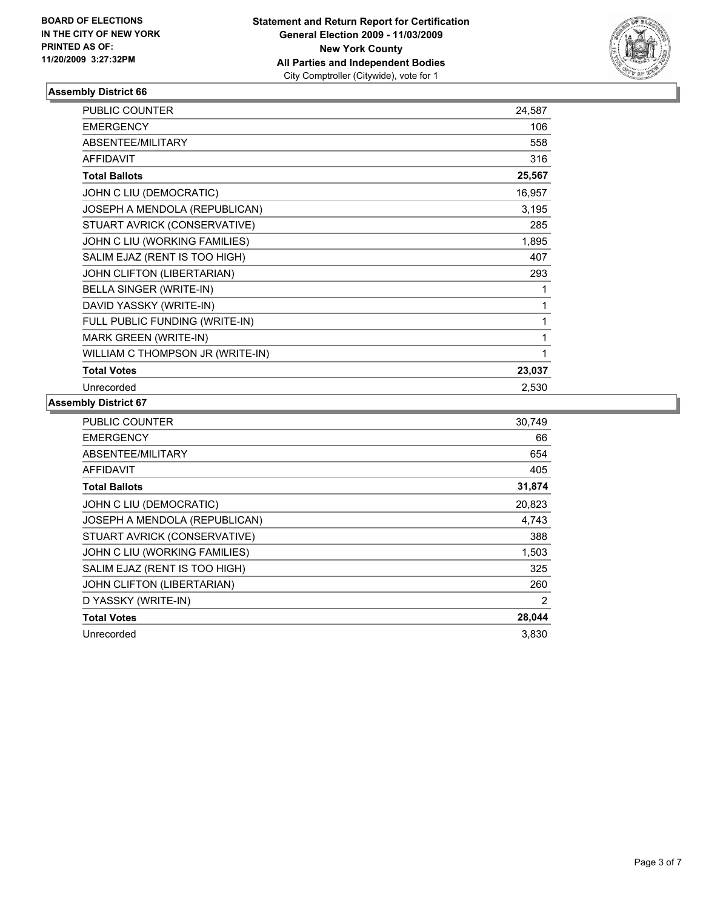**BOARD OF ELECTIONS**
**IN THE CITY OF NEW YORK**
**PRINTED AS OF:**
**11/20/2009 3:27:32PM**

**Statement and Return Report for Certification**
**General Election 2009 - 11/03/2009**
**New York County**
**All Parties and Independent Bodies**
City Comptroller (Citywide), vote for 1

### Assembly District 66

| | |
|---|---|
| PUBLIC COUNTER | 24,587 |
| EMERGENCY | 106 |
| ABSENTEE/MILITARY | 558 |
| AFFIDAVIT | 316 |
| **Total Ballots** | **25,567** |
| JOHN C LIU (DEMOCRATIC) | 16,957 |
| JOSEPH A MENDOLA (REPUBLICAN) | 3,195 |
| STUART AVRICK (CONSERVATIVE) | 285 |
| JOHN C LIU (WORKING FAMILIES) | 1,895 |
| SALIM EJAZ (RENT IS TOO HIGH) | 407 |
| JOHN CLIFTON (LIBERTARIAN) | 293 |
| BELLA SINGER (WRITE-IN) | 1 |
| DAVID YASSKY (WRITE-IN) | 1 |
| FULL PUBLIC FUNDING (WRITE-IN) | 1 |
| MARK GREEN (WRITE-IN) | 1 |
| WILLIAM C THOMPSON JR (WRITE-IN) | 1 |
| **Total Votes** | **23,037** |
| Unrecorded | 2,530 |

### Assembly District 67

| | |
|---|---|
| PUBLIC COUNTER | 30,749 |
| EMERGENCY | 66 |
| ABSENTEE/MILITARY | 654 |
| AFFIDAVIT | 405 |
| **Total Ballots** | **31,874** |
| JOHN C LIU (DEMOCRATIC) | 20,823 |
| JOSEPH A MENDOLA (REPUBLICAN) | 4,743 |
| STUART AVRICK (CONSERVATIVE) | 388 |
| JOHN C LIU (WORKING FAMILIES) | 1,503 |
| SALIM EJAZ (RENT IS TOO HIGH) | 325 |
| JOHN CLIFTON (LIBERTARIAN) | 260 |
| D YASSKY (WRITE-IN) | 2 |
| **Total Votes** | **28,044** |
| Unrecorded | 3,830 |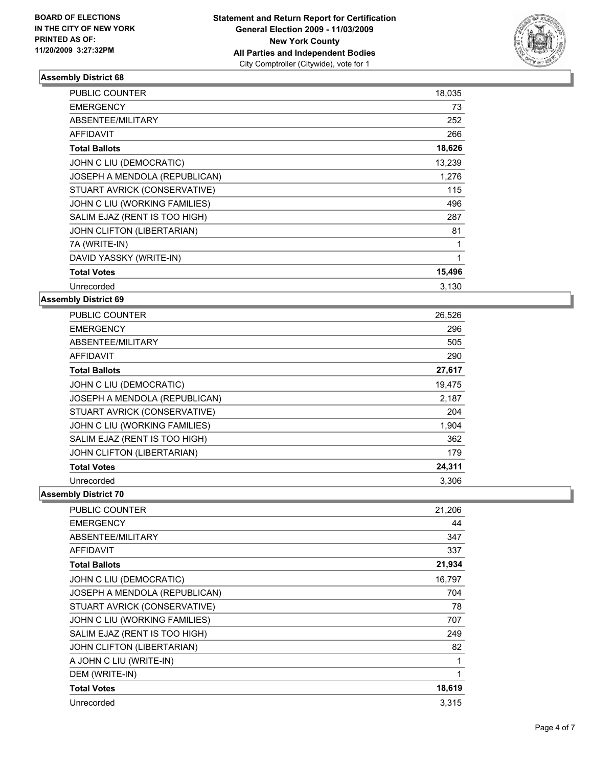BOARD OF ELECTIONS
IN THE CITY OF NEW YORK
PRINTED AS OF:
11/20/2009 3:27:32PM

**Statement and Return Report for Certification**
**General Election 2009 - 11/03/2009**
**New York County**
**All Parties and Independent Bodies**
City Comptroller (Citywide), vote for 1

### Assembly District 68

| | |
|---|---|
| PUBLIC COUNTER | 18,035 |
| EMERGENCY | 73 |
| ABSENTEE/MILITARY | 252 |
| AFFIDAVIT | 266 |
| **Total Ballots** | **18,626** |
| JOHN C LIU (DEMOCRATIC) | 13,239 |
| JOSEPH A MENDOLA (REPUBLICAN) | 1,276 |
| STUART AVRICK (CONSERVATIVE) | 115 |
| JOHN C LIU (WORKING FAMILIES) | 496 |
| SALIM EJAZ (RENT IS TOO HIGH) | 287 |
| JOHN CLIFTON (LIBERTARIAN) | 81 |
| 7A (WRITE-IN) | 1 |
| DAVID YASSKY (WRITE-IN) | 1 |
| **Total Votes** | **15,496** |
| Unrecorded | 3,130 |

### Assembly District 69

| | |
|---|---|
| PUBLIC COUNTER | 26,526 |
| EMERGENCY | 296 |
| ABSENTEE/MILITARY | 505 |
| AFFIDAVIT | 290 |
| **Total Ballots** | **27,617** |
| JOHN C LIU (DEMOCRATIC) | 19,475 |
| JOSEPH A MENDOLA (REPUBLICAN) | 2,187 |
| STUART AVRICK (CONSERVATIVE) | 204 |
| JOHN C LIU (WORKING FAMILIES) | 1,904 |
| SALIM EJAZ (RENT IS TOO HIGH) | 362 |
| JOHN CLIFTON (LIBERTARIAN) | 179 |
| **Total Votes** | **24,311** |
| Unrecorded | 3,306 |

### Assembly District 70

| | |
|---|---|
| PUBLIC COUNTER | 21,206 |
| EMERGENCY | 44 |
| ABSENTEE/MILITARY | 347 |
| AFFIDAVIT | 337 |
| **Total Ballots** | **21,934** |
| JOHN C LIU (DEMOCRATIC) | 16,797 |
| JOSEPH A MENDOLA (REPUBLICAN) | 704 |
| STUART AVRICK (CONSERVATIVE) | 78 |
| JOHN C LIU (WORKING FAMILIES) | 707 |
| SALIM EJAZ (RENT IS TOO HIGH) | 249 |
| JOHN CLIFTON (LIBERTARIAN) | 82 |
| A JOHN C LIU (WRITE-IN) | 1 |
| DEM (WRITE-IN) | 1 |
| **Total Votes** | **18,619** |
| Unrecorded | 3,315 |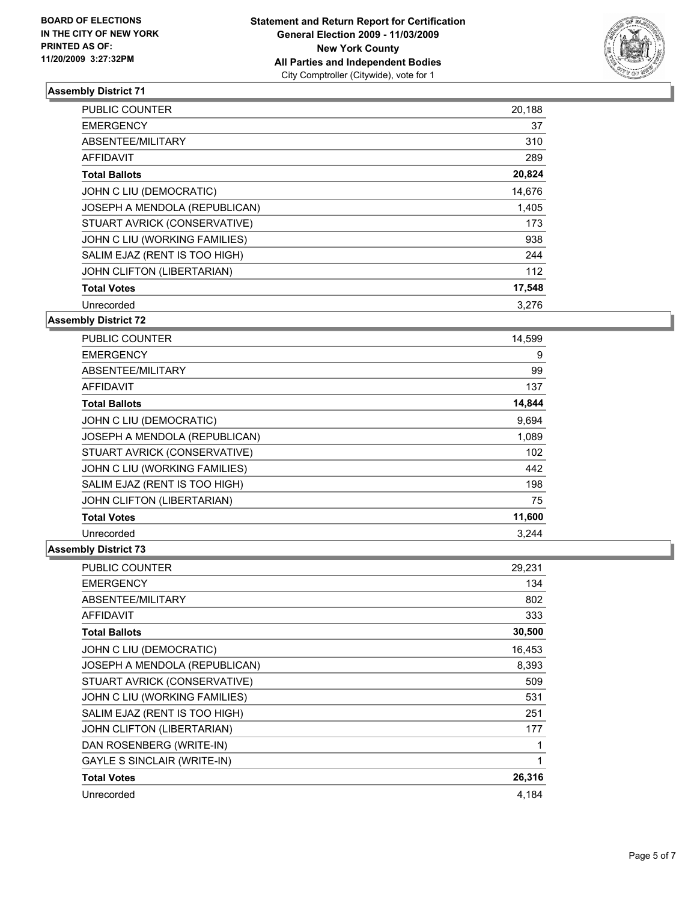**BOARD OF ELECTIONS IN THE CITY OF NEW YORK PRINTED AS OF: 11/20/2009 3:27:32PM**

# Statement and Return Report for Certification
## General Election 2009 - 11/03/2009
## New York County
## All Parties and Independent Bodies
City Comptroller (Citywide), vote for 1

### Assembly District 71

| | |
|---|---|
| PUBLIC COUNTER | 20,188 |
| EMERGENCY | 37 |
| ABSENTEE/MILITARY | 310 |
| AFFIDAVIT | 289 |
| **Total Ballots** | **20,824** |
| JOHN C LIU (DEMOCRATIC) | 14,676 |
| JOSEPH A MENDOLA (REPUBLICAN) | 1,405 |
| STUART AVRICK (CONSERVATIVE) | 173 |
| JOHN C LIU (WORKING FAMILIES) | 938 |
| SALIM EJAZ (RENT IS TOO HIGH) | 244 |
| JOHN CLIFTON (LIBERTARIAN) | 112 |
| **Total Votes** | **17,548** |
| Unrecorded | 3,276 |

### Assembly District 72

| | |
|---|---|
| PUBLIC COUNTER | 14,599 |
| EMERGENCY | 9 |
| ABSENTEE/MILITARY | 99 |
| AFFIDAVIT | 137 |
| **Total Ballots** | **14,844** |
| JOHN C LIU (DEMOCRATIC) | 9,694 |
| JOSEPH A MENDOLA (REPUBLICAN) | 1,089 |
| STUART AVRICK (CONSERVATIVE) | 102 |
| JOHN C LIU (WORKING FAMILIES) | 442 |
| SALIM EJAZ (RENT IS TOO HIGH) | 198 |
| JOHN CLIFTON (LIBERTARIAN) | 75 |
| **Total Votes** | **11,600** |
| Unrecorded | 3,244 |

### Assembly District 73

| | |
|---|---|
| PUBLIC COUNTER | 29,231 |
| EMERGENCY | 134 |
| ABSENTEE/MILITARY | 802 |
| AFFIDAVIT | 333 |
| **Total Ballots** | **30,500** |
| JOHN C LIU (DEMOCRATIC) | 16,453 |
| JOSEPH A MENDOLA (REPUBLICAN) | 8,393 |
| STUART AVRICK (CONSERVATIVE) | 509 |
| JOHN C LIU (WORKING FAMILIES) | 531 |
| SALIM EJAZ (RENT IS TOO HIGH) | 251 |
| JOHN CLIFTON (LIBERTARIAN) | 177 |
| DAN ROSENBERG (WRITE-IN) | 1 |
| GAYLE S SINCLAIR (WRITE-IN) | 1 |
| **Total Votes** | **26,316** |
| Unrecorded | 4,184 |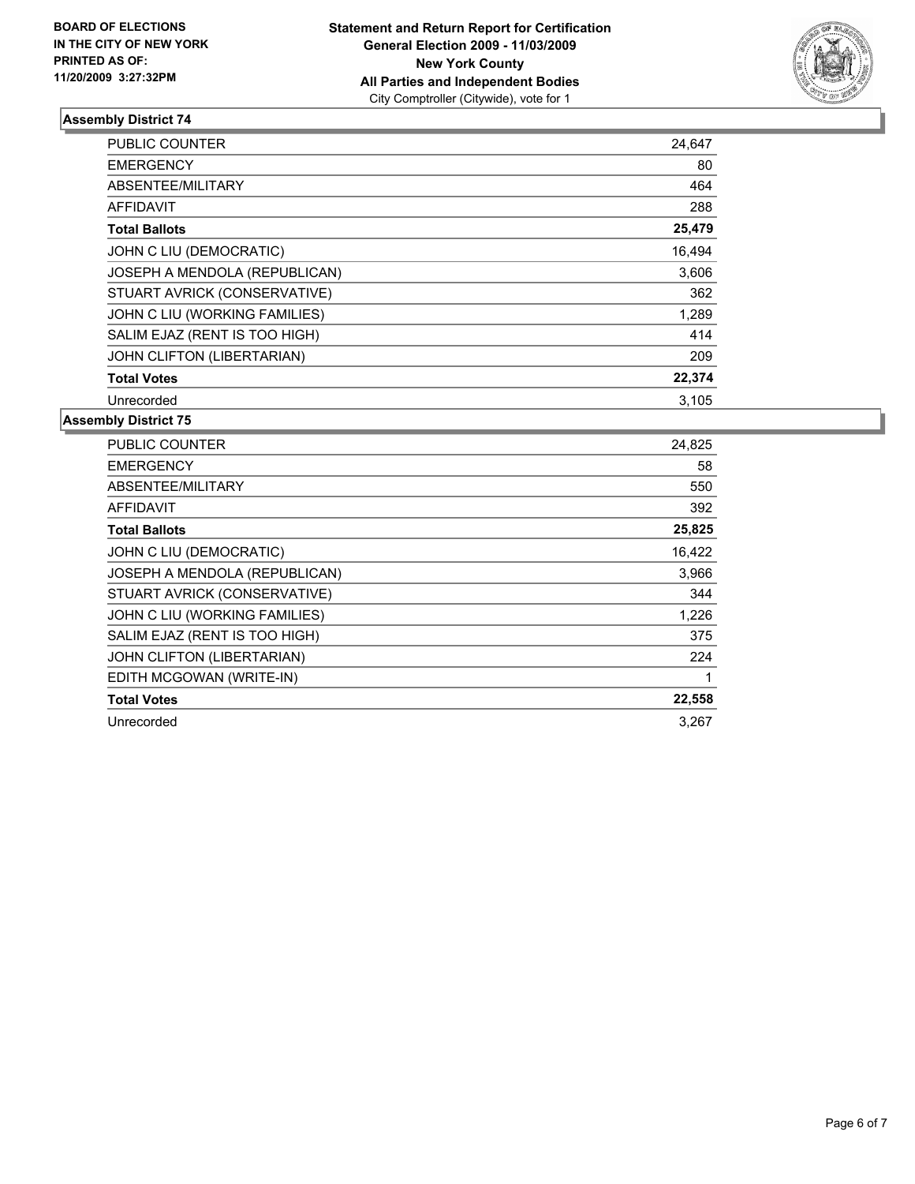**BOARD OF ELECTIONS IN THE CITY OF NEW YORK PRINTED AS OF: 11/20/2009 3:27:32PM**

**Statement and Return Report for Certification**
**General Election 2009 - 11/03/2009**
**New York County**
**All Parties and Independent Bodies**
City Comptroller (Citywide), vote for 1

### Assembly District 74

| | |
|---|---|
| PUBLIC COUNTER | 24,647 |
| EMERGENCY | 80 |
| ABSENTEE/MILITARY | 464 |
| AFFIDAVIT | 288 |
| **Total Ballots** | **25,479** |
| JOHN C LIU (DEMOCRATIC) | 16,494 |
| JOSEPH A MENDOLA (REPUBLICAN) | 3,606 |
| STUART AVRICK (CONSERVATIVE) | 362 |
| JOHN C LIU (WORKING FAMILIES) | 1,289 |
| SALIM EJAZ (RENT IS TOO HIGH) | 414 |
| JOHN CLIFTON (LIBERTARIAN) | 209 |
| **Total Votes** | **22,374** |
| Unrecorded | 3,105 |

### Assembly District 75

| | |
|---|---|
| PUBLIC COUNTER | 24,825 |
| EMERGENCY | 58 |
| ABSENTEE/MILITARY | 550 |
| AFFIDAVIT | 392 |
| **Total Ballots** | **25,825** |
| JOHN C LIU (DEMOCRATIC) | 16,422 |
| JOSEPH A MENDOLA (REPUBLICAN) | 3,966 |
| STUART AVRICK (CONSERVATIVE) | 344 |
| JOHN C LIU (WORKING FAMILIES) | 1,226 |
| SALIM EJAZ (RENT IS TOO HIGH) | 375 |
| JOHN CLIFTON (LIBERTARIAN) | 224 |
| EDITH MCGOWAN (WRITE-IN) | 1 |
| **Total Votes** | **22,558** |
| Unrecorded | 3,267 |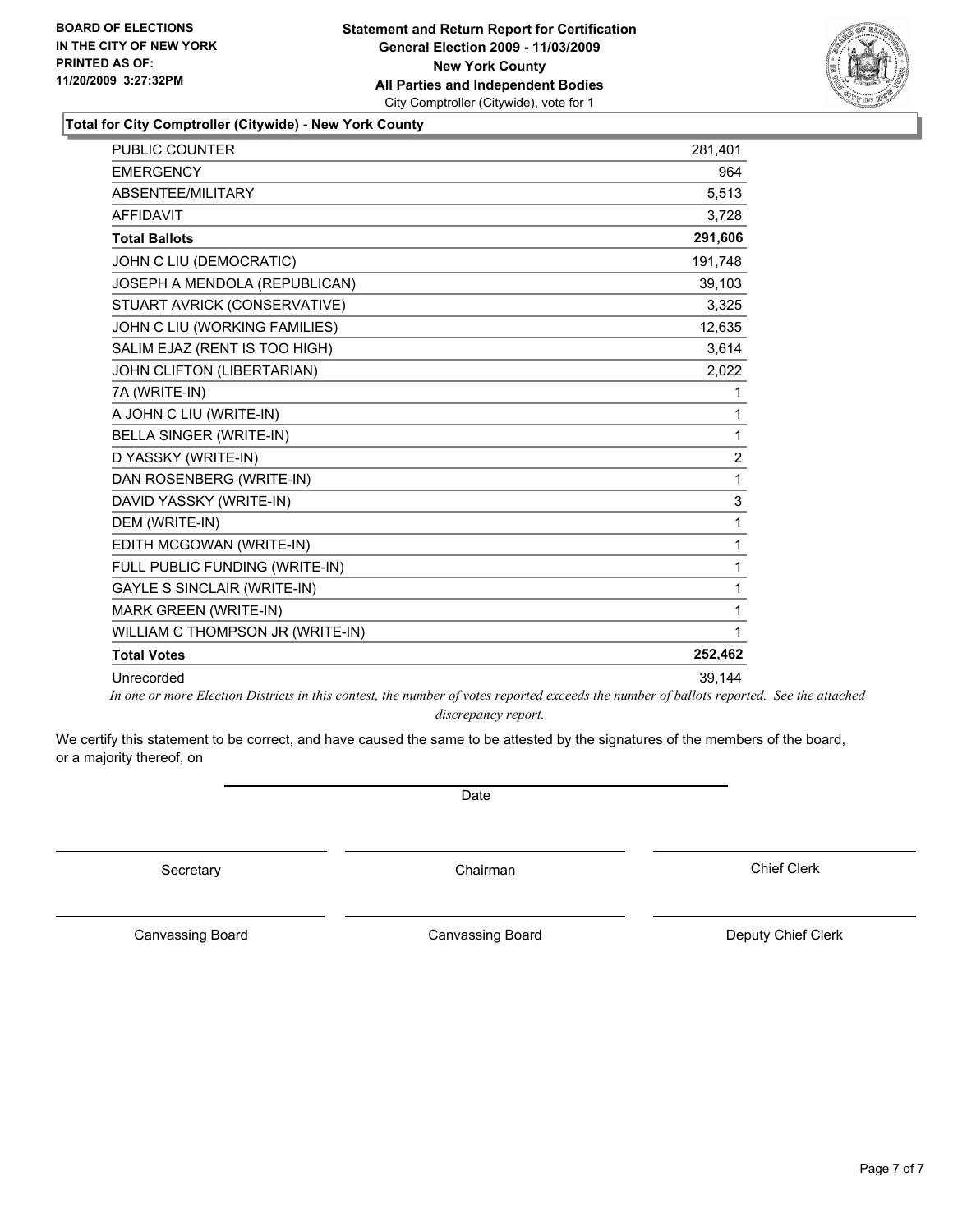**BOARD OF ELECTIONS IN THE CITY OF NEW YORK PRINTED AS OF: 11/20/2009 3:27:32PM**

**Statement and Return Report for Certification**
**General Election 2009 - 11/03/2009**
**New York County**
**All Parties and Independent Bodies**
City Comptroller (Citywide), vote for 1

### Total for City Comptroller (Citywide) - New York County

| | |
|---|---|
| PUBLIC COUNTER | 281,401 |
| EMERGENCY | 964 |
| ABSENTEE/MILITARY | 5,513 |
| AFFIDAVIT | 3,728 |
| **Total Ballots** | **291,606** |
| JOHN C LIU (DEMOCRATIC) | 191,748 |
| JOSEPH A MENDOLA (REPUBLICAN) | 39,103 |
| STUART AVRICK (CONSERVATIVE) | 3,325 |
| JOHN C LIU (WORKING FAMILIES) | 12,635 |
| SALIM EJAZ (RENT IS TOO HIGH) | 3,614 |
| JOHN CLIFTON (LIBERTARIAN) | 2,022 |
| 7A (WRITE-IN) | 1 |
| A JOHN C LIU (WRITE-IN) | 1 |
| BELLA SINGER (WRITE-IN) | 1 |
| D YASSKY (WRITE-IN) | 2 |
| DAN ROSENBERG (WRITE-IN) | 1 |
| DAVID YASSKY (WRITE-IN) | 3 |
| DEM (WRITE-IN) | 1 |
| EDITH MCGOWAN (WRITE-IN) | 1 |
| FULL PUBLIC FUNDING (WRITE-IN) | 1 |
| GAYLE S SINCLAIR (WRITE-IN) | 1 |
| MARK GREEN (WRITE-IN) | 1 |
| WILLIAM C THOMPSON JR (WRITE-IN) | 1 |
| **Total Votes** | **252,462** |
| Unrecorded | 39,144 |

*In one or more Election Districts in this contest, the number of votes reported exceeds the number of ballots reported. See the attached discrepancy report.*

We certify this statement to be correct, and have caused the same to be attested by the signatures of the members of the board, or a majority thereof, on

Date

Secretary | Chairman | Chief Clerk

Canvassing Board | Canvassing Board | Deputy Chief Clerk